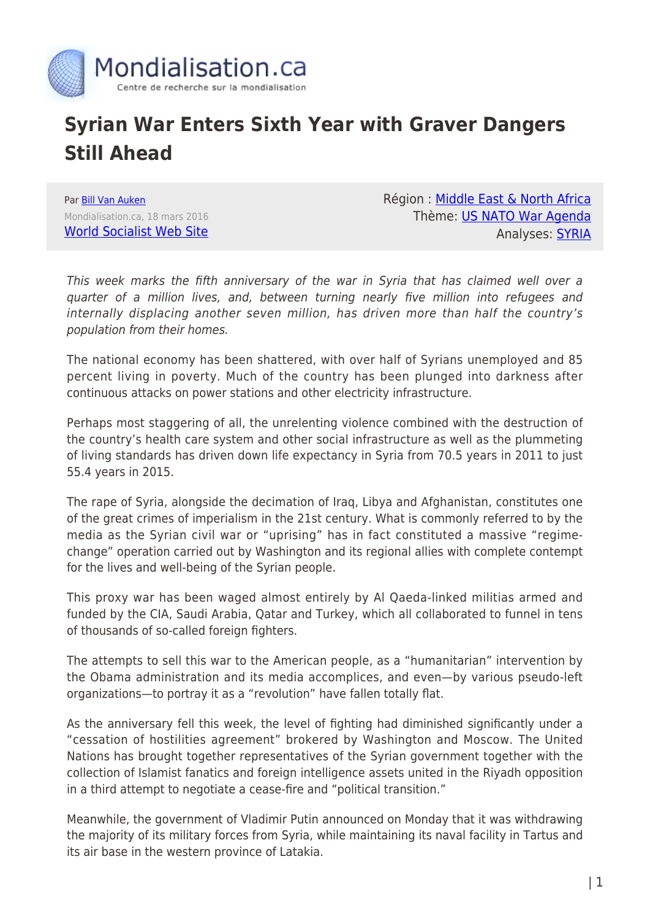# Syrian War Enters Sixth Year with Graver Dangers Still Ahead

Par Bill Van Auken
Mondialisation.ca, 18 mars 2016
World Socialist Web Site

Région : Middle East & North Africa
Thème: US NATO War Agenda
Analyses: SYRIA

*This week marks the fifth anniversary of the war in Syria that has claimed well over a quarter of a million lives, and, between turning nearly five million into refugees and internally displacing another seven million, has driven more than half the country's population from their homes.*

The national economy has been shattered, with over half of Syrians unemployed and 85 percent living in poverty. Much of the country has been plunged into darkness after continuous attacks on power stations and other electricity infrastructure.

Perhaps most staggering of all, the unrelenting violence combined with the destruction of the country's health care system and other social infrastructure as well as the plummeting of living standards has driven down life expectancy in Syria from 70.5 years in 2011 to just 55.4 years in 2015.

The rape of Syria, alongside the decimation of Iraq, Libya and Afghanistan, constitutes one of the great crimes of imperialism in the 21st century. What is commonly referred to by the media as the Syrian civil war or "uprising" has in fact constituted a massive "regime-change" operation carried out by Washington and its regional allies with complete contempt for the lives and well-being of the Syrian people.

This proxy war has been waged almost entirely by Al Qaeda-linked militias armed and funded by the CIA, Saudi Arabia, Qatar and Turkey, which all collaborated to funnel in tens of thousands of so-called foreign fighters.

The attempts to sell this war to the American people, as a "humanitarian" intervention by the Obama administration and its media accomplices, and even—by various pseudo-left organizations—to portray it as a "revolution" have fallen totally flat.

As the anniversary fell this week, the level of fighting had diminished significantly under a "cessation of hostilities agreement" brokered by Washington and Moscow. The United Nations has brought together representatives of the Syrian government together with the collection of Islamist fanatics and foreign intelligence assets united in the Riyadh opposition in a third attempt to negotiate a cease-fire and "political transition."

Meanwhile, the government of Vladimir Putin announced on Monday that it was withdrawing the majority of its military forces from Syria, while maintaining its naval facility in Tartus and its air base in the western province of Latakia.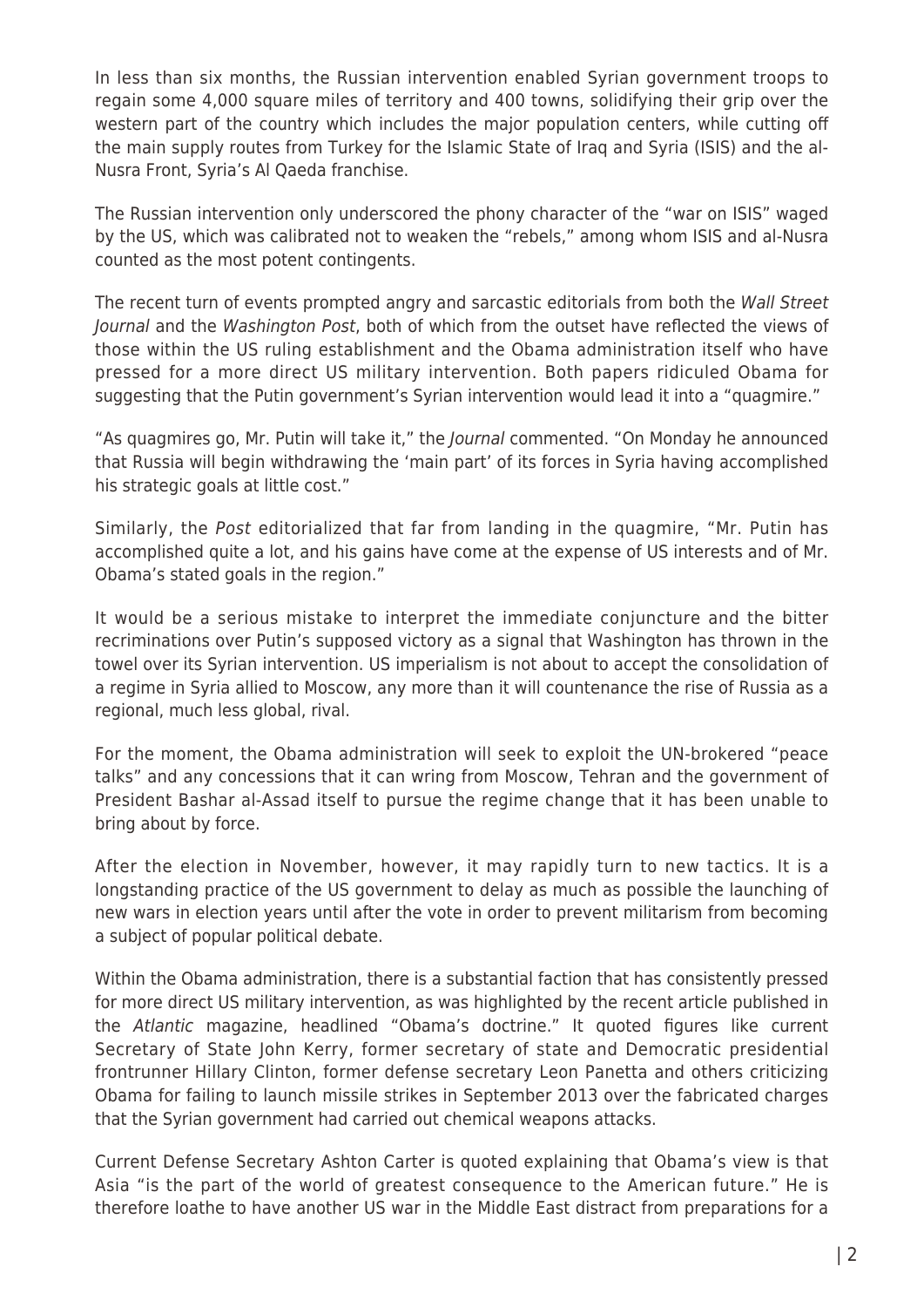In less than six months, the Russian intervention enabled Syrian government troops to regain some 4,000 square miles of territory and 400 towns, solidifying their grip over the western part of the country which includes the major population centers, while cutting off the main supply routes from Turkey for the Islamic State of Iraq and Syria (ISIS) and the al-Nusra Front, Syria's Al Qaeda franchise.

The Russian intervention only underscored the phony character of the "war on ISIS" waged by the US, which was calibrated not to weaken the "rebels," among whom ISIS and al-Nusra counted as the most potent contingents.

The recent turn of events prompted angry and sarcastic editorials from both the *Wall Street Journal* and the *Washington Post*, both of which from the outset have reflected the views of those within the US ruling establishment and the Obama administration itself who have pressed for a more direct US military intervention. Both papers ridiculed Obama for suggesting that the Putin government's Syrian intervention would lead it into a "quagmire."

"As quagmires go, Mr. Putin will take it," the *Journal* commented. "On Monday he announced that Russia will begin withdrawing the 'main part' of its forces in Syria having accomplished his strategic goals at little cost."

Similarly, the *Post* editorialized that far from landing in the quagmire, "Mr. Putin has accomplished quite a lot, and his gains have come at the expense of US interests and of Mr. Obama's stated goals in the region."

It would be a serious mistake to interpret the immediate conjuncture and the bitter recriminations over Putin's supposed victory as a signal that Washington has thrown in the towel over its Syrian intervention. US imperialism is not about to accept the consolidation of a regime in Syria allied to Moscow, any more than it will countenance the rise of Russia as a regional, much less global, rival.

For the moment, the Obama administration will seek to exploit the UN-brokered "peace talks" and any concessions that it can wring from Moscow, Tehran and the government of President Bashar al-Assad itself to pursue the regime change that it has been unable to bring about by force.

After the election in November, however, it may rapidly turn to new tactics. It is a longstanding practice of the US government to delay as much as possible the launching of new wars in election years until after the vote in order to prevent militarism from becoming a subject of popular political debate.

Within the Obama administration, there is a substantial faction that has consistently pressed for more direct US military intervention, as was highlighted by the recent article published in the *Atlantic* magazine, headlined "Obama's doctrine." It quoted figures like current Secretary of State John Kerry, former secretary of state and Democratic presidential frontrunner Hillary Clinton, former defense secretary Leon Panetta and others criticizing Obama for failing to launch missile strikes in September 2013 over the fabricated charges that the Syrian government had carried out chemical weapons attacks.

Current Defense Secretary Ashton Carter is quoted explaining that Obama's view is that Asia "is the part of the world of greatest consequence to the American future." He is therefore loathe to have another US war in the Middle East distract from preparations for a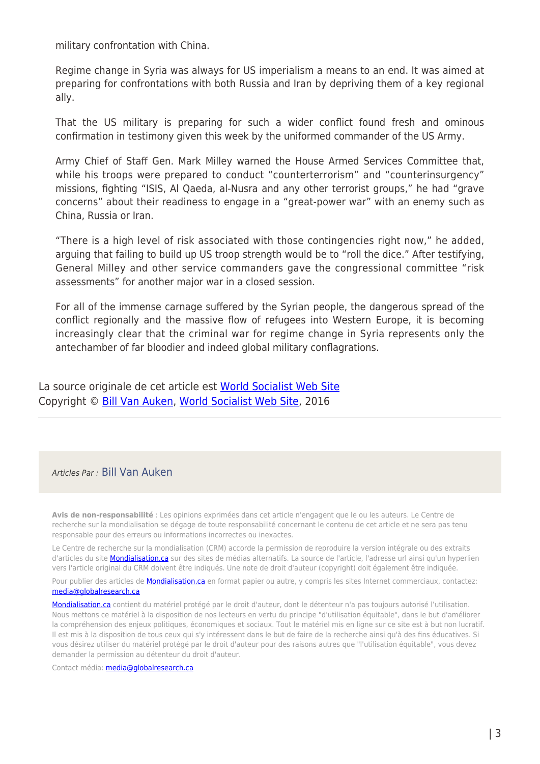military confrontation with China.

Regime change in Syria was always for US imperialism a means to an end. It was aimed at preparing for confrontations with both Russia and Iran by depriving them of a key regional ally.

That the US military is preparing for such a wider conflict found fresh and ominous confirmation in testimony given this week by the uniformed commander of the US Army.

Army Chief of Staff Gen. Mark Milley warned the House Armed Services Committee that, while his troops were prepared to conduct "counterterrorism" and "counterinsurgency" missions, fighting "ISIS, Al Qaeda, al-Nusra and any other terrorist groups," he had "grave concerns" about their readiness to engage in a "great-power war" with an enemy such as China, Russia or Iran.

"There is a high level of risk associated with those contingencies right now," he added, arguing that failing to build up US troop strength would be to "roll the dice." After testifying, General Milley and other service commanders gave the congressional committee "risk assessments" for another major war in a closed session.

For all of the immense carnage suffered by the Syrian people, the dangerous spread of the conflict regionally and the massive flow of refugees into Western Europe, it is becoming increasingly clear that the criminal war for regime change in Syria represents only the antechamber of far bloodier and indeed global military conflagrations.

La source originale de cet article est World Socialist Web Site
Copyright © Bill Van Auken, World Socialist Web Site, 2016

---

*Articles Par :* Bill Van Auken

**Avis de non-responsabilité** : Les opinions exprimées dans cet article n'engagent que le ou les auteurs. Le Centre de recherche sur la mondialisation se dégage de toute responsabilité concernant le contenu de cet article et ne sera pas tenu responsable pour des erreurs ou informations incorrectes ou inexactes.

Le Centre de recherche sur la mondialisation (CRM) accorde la permission de reproduire la version intégrale ou des extraits d'articles du site Mondialisation.ca sur des sites de médias alternatifs. La source de l'article, l'adresse url ainsi qu'un hyperlien vers l'article original du CRM doivent être indiqués. Une note de droit d'auteur (copyright) doit également être indiquée.

Pour publier des articles de Mondialisation.ca en format papier ou autre, y compris les sites Internet commerciaux, contactez: media@globalresearch.ca

Mondialisation.ca contient du matériel protégé par le droit d'auteur, dont le détenteur n'a pas toujours autorisé l'utilisation. Nous mettons ce matériel à la disposition de nos lecteurs en vertu du principe "d'utilisation équitable", dans le but d'améliorer la compréhension des enjeux politiques, économiques et sociaux. Tout le matériel mis en ligne sur ce site est à but non lucratif. Il est mis à la disposition de tous ceux qui s'y intéressent dans le but de faire de la recherche ainsi qu'à des fins éducatives. Si vous désirez utiliser du matériel protégé par le droit d'auteur pour des raisons autres que "l'utilisation équitable", vous devez demander la permission au détenteur du droit d'auteur.

Contact média: media@globalresearch.ca